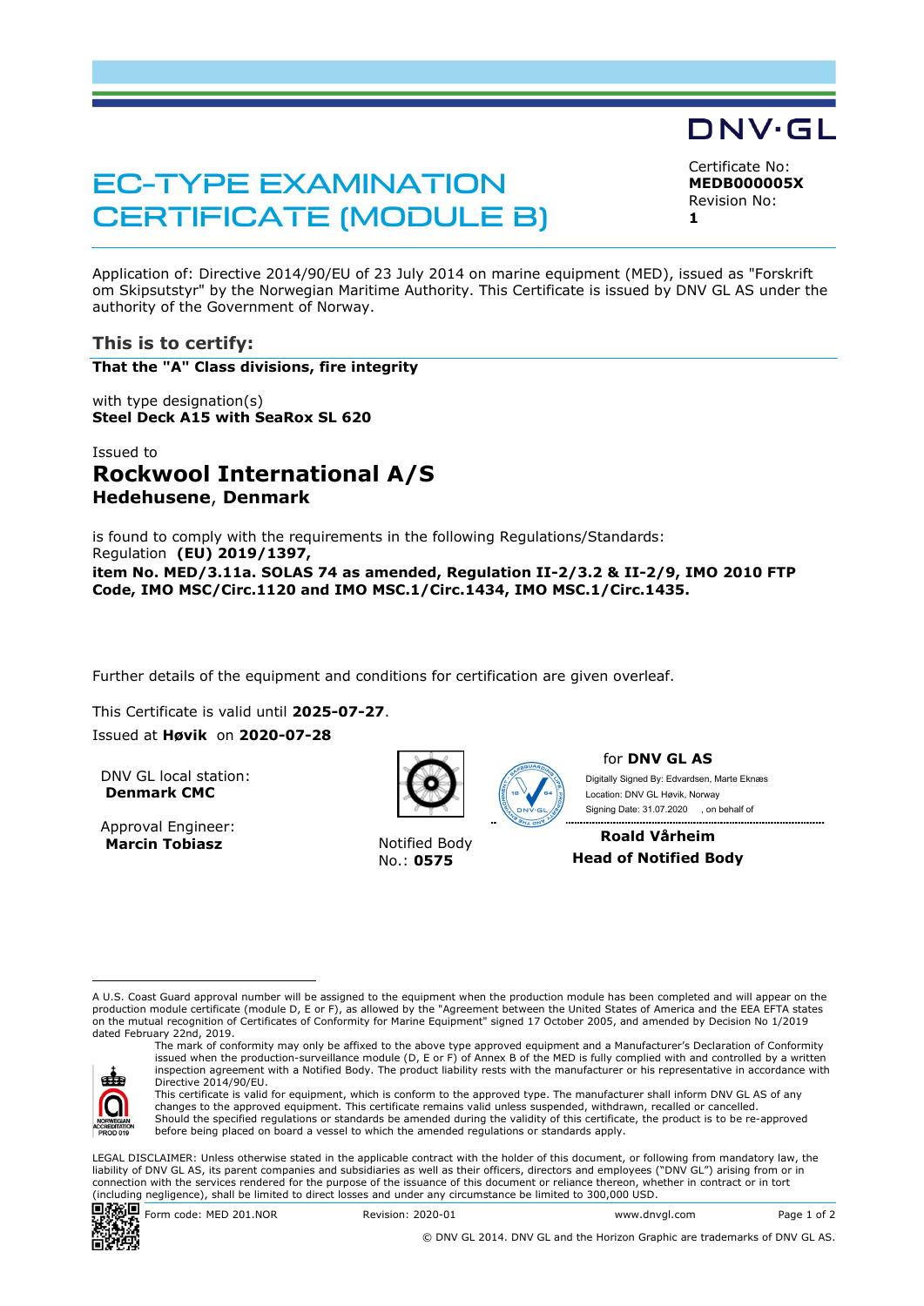DNV·GL

# EC-TYPE EXAMINATION CERTIFICATE (MODULE B)

Certificate No:
**MEDB000005X**
Revision No:
**1**

Application of: Directive 2014/90/EU of 23 July 2014 on marine equipment (MED), issued as "Forskrift om Skipsutstyr" by the Norwegian Maritime Authority. This Certificate is issued by DNV GL AS under the authority of the Government of Norway.

## This is to certify:

**That the "A" Class divisions, fire integrity**

with type designation(s)
**Steel Deck A15 with SeaRox SL 620**

Issued to
## Rockwool International A/S
**Hedehusene**, **Denmark**

is found to comply with the requirements in the following Regulations/Standards:
Regulation **(EU) 2019/1397,**
**item No. MED/3.11a. SOLAS 74 as amended, Regulation II-2/3.2 & II-2/9, IMO 2010 FTP Code, IMO MSC/Circ.1120 and IMO MSC.1/Circ.1434, IMO MSC.1/Circ.1435.**

Further details of the equipment and conditions for certification are given overleaf.

This Certificate is valid until **2025-07-27**.
Issued at **Høvik** on **2020-07-28**

DNV GL local station:
**Denmark CMC**

Approval Engineer:
**Marcin Tobiasz**

Notified Body No.: **0575**

for **DNV GL AS**
Digitally Signed By: Edvardsen, Marte Eknæs
Location: DNV GL Høvik, Norway
Signing Date: 31.07.2020 , on behalf of

**Roald Vårheim**
**Head of Notified Body**

---

A U.S. Coast Guard approval number will be assigned to the equipment when the production module has been completed and will appear on the production module certificate (module D, E or F), as allowed by the "Agreement between the United States of America and the EEA EFTA states on the mutual recognition of Certificates of Conformity for Marine Equipment" signed 17 October 2005, and amended by Decision No 1/2019 dated February 22nd, 2019.

The mark of conformity may only be affixed to the above type approved equipment and a Manufacturer's Declaration of Conformity issued when the production-surveillance module (D, E or F) of Annex B of the MED is fully complied with and controlled by a written inspection agreement with a Notified Body. The product liability rests with the manufacturer or his representative in accordance with Directive 2014/90/EU.

This certificate is valid for equipment, which is conform to the approved type. The manufacturer shall inform DNV GL AS of any changes to the approved equipment. This certificate remains valid unless suspended, withdrawn, recalled or cancelled.

Should the specified regulations or standards be amended during the validity of this certificate, the product is to be re-approved before being placed on board a vessel to which the amended regulations or standards apply.

LEGAL DISCLAIMER: Unless otherwise stated in the applicable contract with the holder of this document, or following from mandatory law, the liability of DNV GL AS, its parent companies and subsidiaries as well as their officers, directors and employees ("DNV GL") arising from or in connection with the services rendered for the purpose of the issuance of this document or reliance thereon, whether in contract or in tort (including negligence), shall be limited to direct losses and under any circumstance be limited to 300,000 USD.

Form code: MED 201.NOR Revision: 2020-01 www.dnvgl.com

© DNV GL 2014. DNV GL and the Horizon Graphic are trademarks of DNV GL AS.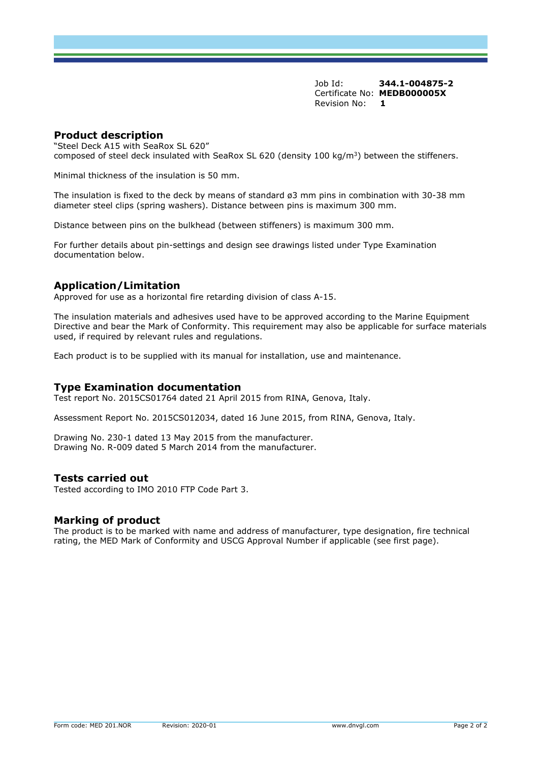Job Id: **344.1-004875-2**
Certificate No: **MEDB000005X**
Revision No: **1**

## Product description

"Steel Deck A15 with SeaRox SL 620"
composed of steel deck insulated with SeaRox SL 620 (density 100 kg/m$^3$) between the stiffeners.

Minimal thickness of the insulation is 50 mm.

The insulation is fixed to the deck by means of standard ø3 mm pins in combination with 30-38 mm diameter steel clips (spring washers). Distance between pins is maximum 300 mm.

Distance between pins on the bulkhead (between stiffeners) is maximum 300 mm.

For further details about pin-settings and design see drawings listed under Type Examination documentation below.

## Application/Limitation

Approved for use as a horizontal fire retarding division of class A-15.

The insulation materials and adhesives used have to be approved according to the Marine Equipment Directive and bear the Mark of Conformity. This requirement may also be applicable for surface materials used, if required by relevant rules and regulations.

Each product is to be supplied with its manual for installation, use and maintenance.

## Type Examination documentation

Test report No. 2015CS01764 dated 21 April 2015 from RINA, Genova, Italy.

Assessment Report No. 2015CS012034, dated 16 June 2015, from RINA, Genova, Italy.

Drawing No. 230-1 dated 13 May 2015 from the manufacturer.
Drawing No. R-009 dated 5 March 2014 from the manufacturer.

## Tests carried out

Tested according to IMO 2010 FTP Code Part 3.

## Marking of product

The product is to be marked with name and address of manufacturer, type designation, fire technical rating, the MED Mark of Conformity and USCG Approval Number if applicable (see first page).